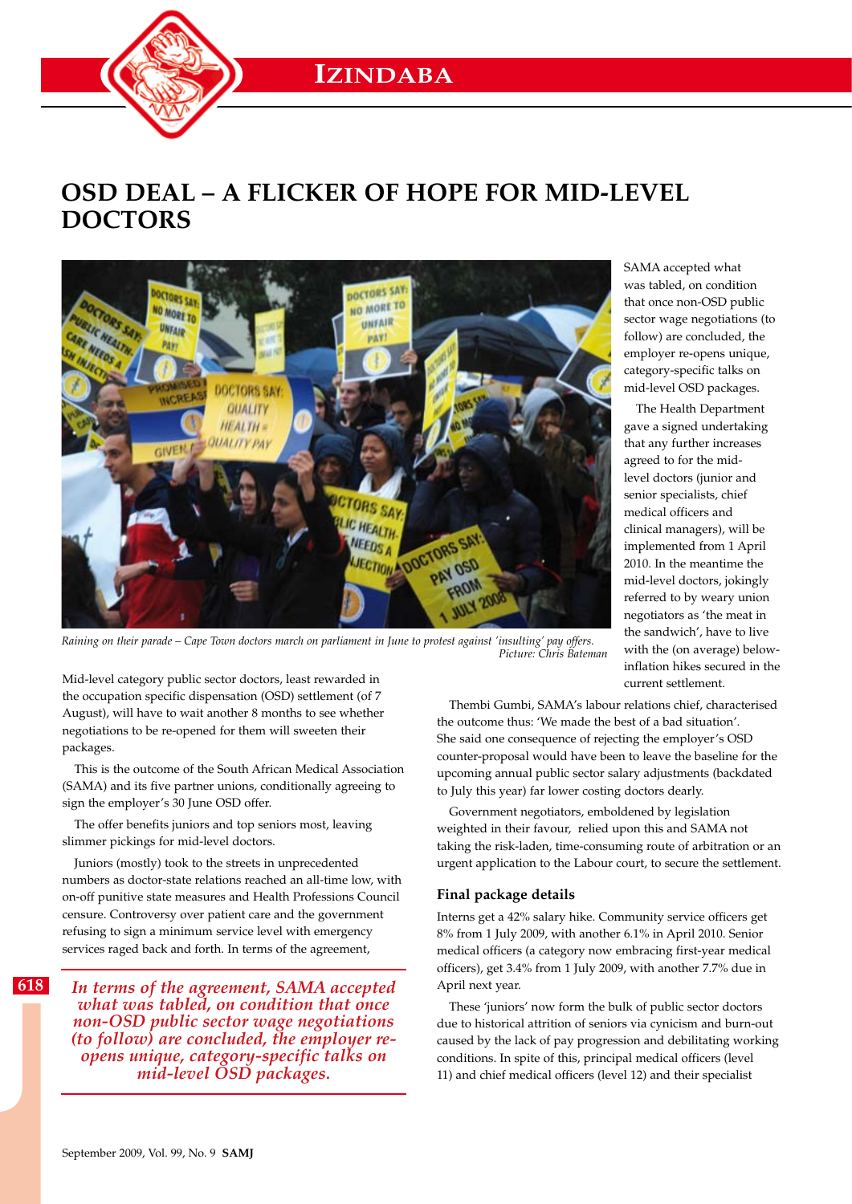# OSD DEAL – A FLICKER OF HOPE FOR MID-LEVEL DOCTORS

*Raining on their parade – Cape Town doctors march on parliament in June to protest against 'insulting' pay offers.* *Picture: Chris Bateman*

Mid-level category public sector doctors, least rewarded in the occupation specific dispensation (OSD) settlement (of 7 August), will have to wait another 8 months to see whether negotiations to be re-opened for them will sweeten their packages.

This is the outcome of the South African Medical Association (SAMA) and its five partner unions, conditionally agreeing to sign the employer's 30 June OSD offer.

The offer benefits juniors and top seniors most, leaving slimmer pickings for mid-level doctors.

Juniors (mostly) took to the streets in unprecedented numbers as doctor-state relations reached an all-time low, with on-off punitive state measures and Health Professions Council censure. Controversy over patient care and the government refusing to sign a minimum service level with emergency services raged back and forth. In terms of the agreement, SAMA accepted what was tabled, on condition that once non-OSD public sector wage negotiations (to follow) are concluded, the employer re-opens unique, category-specific talks on mid-level OSD packages.

> *In terms of the agreement, SAMA accepted what was tabled, on condition that once non-OSD public sector wage negotiations (to follow) are concluded, the employer re-opens unique, category-specific talks on mid-level OSD packages.*

The Health Department gave a signed undertaking that any further increases agreed to for the mid-level doctors (junior and senior specialists, chief medical officers and clinical managers), will be implemented from 1 April 2010. In the meantime the mid-level doctors, jokingly referred to by weary union negotiators as 'the meat in the sandwich', have to live with the (on average) below-inflation hikes secured in the current settlement.

Thembi Gumbi, SAMA's labour relations chief, characterised the outcome thus: 'We made the best of a bad situation'. She said one consequence of rejecting the employer's OSD counter-proposal would have been to leave the baseline for the upcoming annual public sector salary adjustments (backdated to July this year) far lower costing doctors dearly.

Government negotiators, emboldened by legislation weighted in their favour, relied upon this and SAMA not taking the risk-laden, time-consuming route of arbitration or an urgent application to the Labour court, to secure the settlement.

## Final package details

Interns get a 42% salary hike. Community service officers get 8% from 1 July 2009, with another 6.1% in April 2010. Senior medical officers (a category now embracing first-year medical officers), get 3.4% from 1 July 2009, with another 7.7% due in April next year.

These 'juniors' now form the bulk of public sector doctors due to historical attrition of seniors via cynicism and burn-out caused by the lack of pay progression and debilitating working conditions. In spite of this, principal medical officers (level 11) and chief medical officers (level 12) and their specialist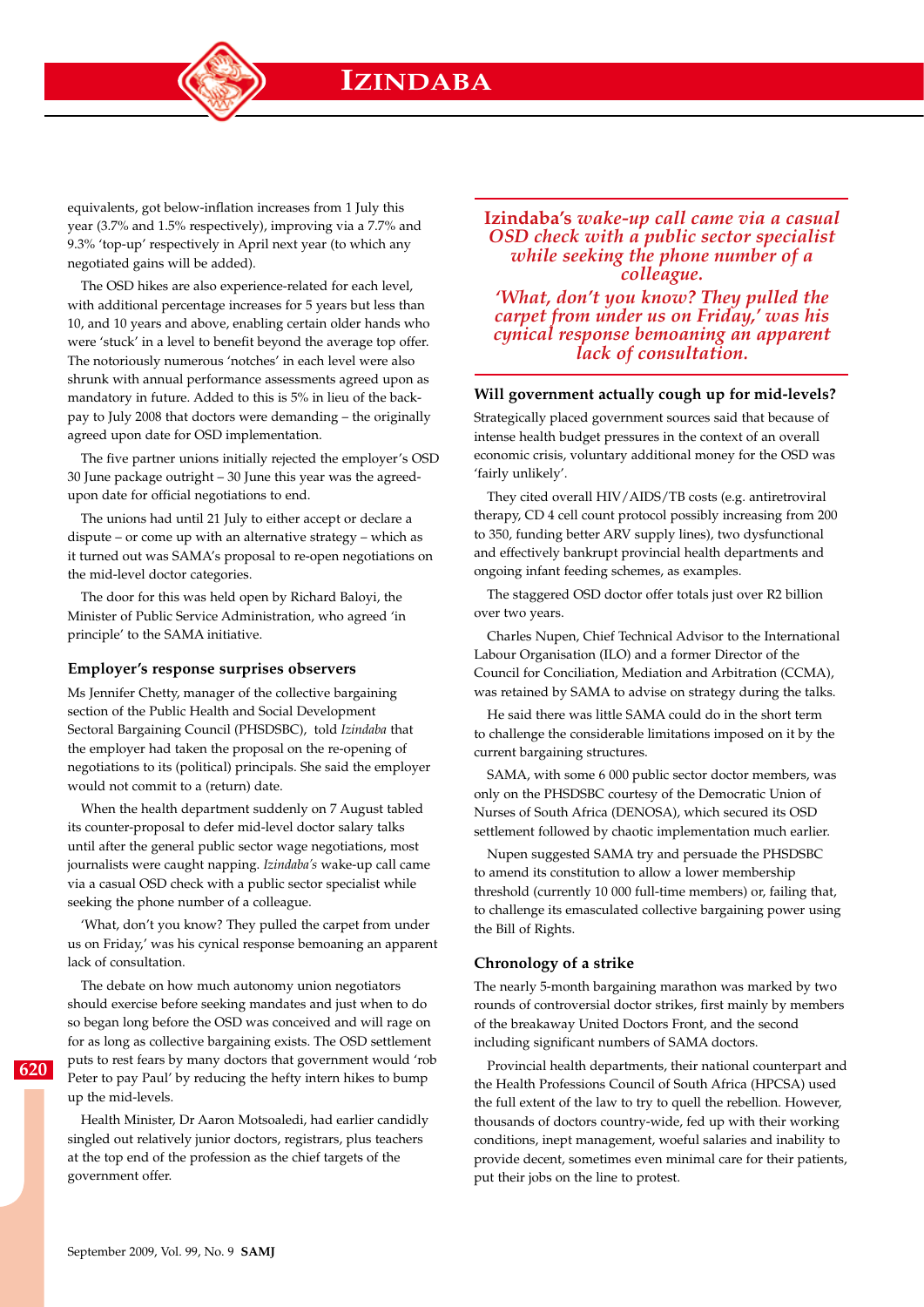equivalents, got below-inflation increases from 1 July this year (3.7% and 1.5% respectively), improving via a 7.7% and 9.3% 'top-up' respectively in April next year (to which any negotiated gains will be added).

The OSD hikes are also experience-related for each level, with additional percentage increases for 5 years but less than 10, and 10 years and above, enabling certain older hands who were 'stuck' in a level to benefit beyond the average top offer. The notoriously numerous 'notches' in each level were also shrunk with annual performance assessments agreed upon as mandatory in future. Added to this is 5% in lieu of the back-pay to July 2008 that doctors were demanding – the originally agreed upon date for OSD implementation.

The five partner unions initially rejected the employer's OSD 30 June package outright – 30 June this year was the agreed-upon date for official negotiations to end.

The unions had until 21 July to either accept or declare a dispute – or come up with an alternative strategy – which as it turned out was SAMA's proposal to re-open negotiations on the mid-level doctor categories.

The door for this was held open by Richard Baloyi, the Minister of Public Service Administration, who agreed 'in principle' to the SAMA initiative.

### Employer's response surprises observers

Ms Jennifer Chetty, manager of the collective bargaining section of the Public Health and Social Development Sectoral Bargaining Council (PHSDSBC), told *Izindaba* that the employer had taken the proposal on the re-opening of negotiations to its (political) principals. She said the employer would not commit to a (return) date.

When the health department suddenly on 7 August tabled its counter-proposal to defer mid-level doctor salary talks until after the general public sector wage negotiations, most journalists were caught napping. *Izindaba's* wake-up call came via a casual OSD check with a public sector specialist while seeking the phone number of a colleague.

'What, don't you know? They pulled the carpet from under us on Friday,' was his cynical response bemoaning an apparent lack of consultation.

The debate on how much autonomy union negotiators should exercise before seeking mandates and just when to do so began long before the OSD was conceived and will rage on for as long as collective bargaining exists. The OSD settlement puts to rest fears by many doctors that government would 'rob Peter to pay Paul' by reducing the hefty intern hikes to bump up the mid-levels.

Health Minister, Dr Aaron Motsoaledi, had earlier candidly singled out relatively junior doctors, registrars, plus teachers at the top end of the profession as the chief targets of the government offer.

> **Izindaba's** *wake-up call came via a casual OSD check with a public sector specialist while seeking the phone number of a colleague.*
> *'What, don't you know? They pulled the carpet from under us on Friday,' was his cynical response bemoaning an apparent lack of consultation.*

### Will government actually cough up for mid-levels?

Strategically placed government sources said that because of intense health budget pressures in the context of an overall economic crisis, voluntary additional money for the OSD was 'fairly unlikely'.

They cited overall HIV/AIDS/TB costs (e.g. antiretroviral therapy, CD 4 cell count protocol possibly increasing from 200 to 350, funding better ARV supply lines), two dysfunctional and effectively bankrupt provincial health departments and ongoing infant feeding schemes, as examples.

The staggered OSD doctor offer totals just over R2 billion over two years.

Charles Nupen, Chief Technical Advisor to the International Labour Organisation (ILO) and a former Director of the Council for Conciliation, Mediation and Arbitration (CCMA), was retained by SAMA to advise on strategy during the talks.

He said there was little SAMA could do in the short term to challenge the considerable limitations imposed on it by the current bargaining structures.

SAMA, with some 6 000 public sector doctor members, was only on the PHSDSBC courtesy of the Democratic Union of Nurses of South Africa (DENOSA), which secured its OSD settlement followed by chaotic implementation much earlier.

Nupen suggested SAMA try and persuade the PHSDSBC to amend its constitution to allow a lower membership threshold (currently 10 000 full-time members) or, failing that, to challenge its emasculated collective bargaining power using the Bill of Rights.

### Chronology of a strike

The nearly 5-month bargaining marathon was marked by two rounds of controversial doctor strikes, first mainly by members of the breakaway United Doctors Front, and the second including significant numbers of SAMA doctors.

Provincial health departments, their national counterpart and the Health Professions Council of South Africa (HPCSA) used the full extent of the law to try to quell the rebellion. However, thousands of doctors country-wide, fed up with their working conditions, inept management, woeful salaries and inability to provide decent, sometimes even minimal care for their patients, put their jobs on the line to protest.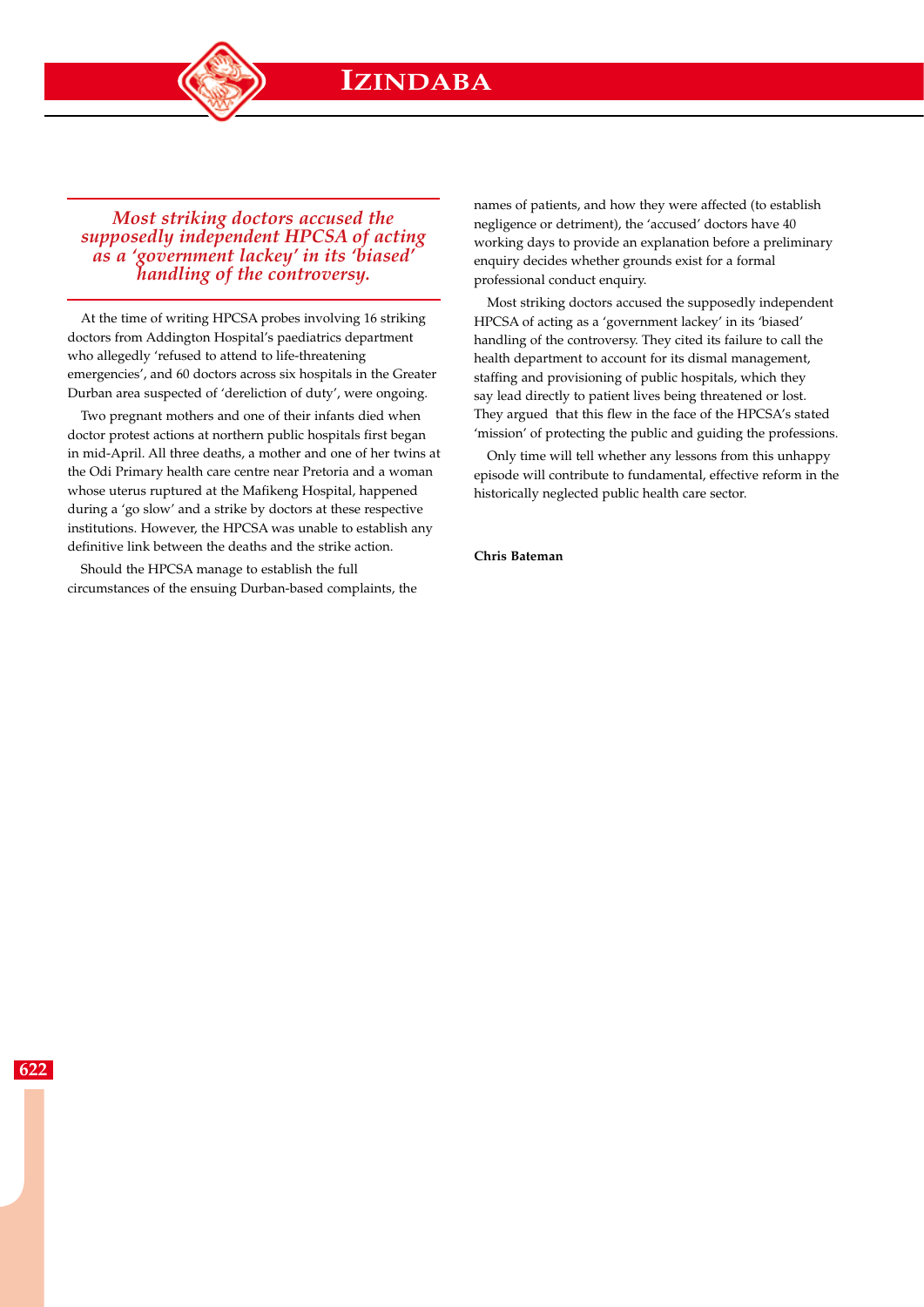*Most striking doctors accused the supposedly independent HPCSA of acting as a 'government lackey' in its 'biased' handling of the controversy.*

At the time of writing HPCSA probes involving 16 striking doctors from Addington Hospital's paediatrics department who allegedly 'refused to attend to life-threatening emergencies', and 60 doctors across six hospitals in the Greater Durban area suspected of 'dereliction of duty', were ongoing.

Two pregnant mothers and one of their infants died when doctor protest actions at northern public hospitals first began in mid-April. All three deaths, a mother and one of her twins at the Odi Primary health care centre near Pretoria and a woman whose uterus ruptured at the Mafikeng Hospital, happened during a 'go slow' and a strike by doctors at these respective institutions. However, the HPCSA was unable to establish any definitive link between the deaths and the strike action.

Should the HPCSA manage to establish the full circumstances of the ensuing Durban-based complaints, the names of patients, and how they were affected (to establish negligence or detriment), the 'accused' doctors have 40 working days to provide an explanation before a preliminary enquiry decides whether grounds exist for a formal professional conduct enquiry.

Most striking doctors accused the supposedly independent HPCSA of acting as a 'government lackey' in its 'biased' handling of the controversy. They cited its failure to call the health department to account for its dismal management, staffing and provisioning of public hospitals, which they say lead directly to patient lives being threatened or lost. They argued that this flew in the face of the HPCSA's stated 'mission' of protecting the public and guiding the professions.

Only time will tell whether any lessons from this unhappy episode will contribute to fundamental, effective reform in the historically neglected public health care sector.

**Chris Bateman**